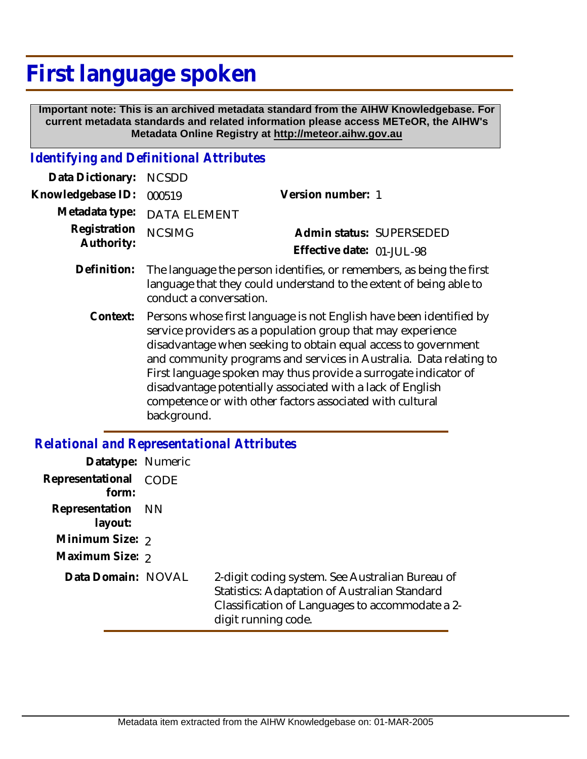# First language spoken

**Important note: This is an archived metadata standard from the AIHW Knowledgebase. For current metadata standards and related information please access METeOR, the AIHW's Metadata Online Registry at http://meteor.aihw.gov.au**

## *Identifying and Definitional Attributes*

**Data Dictionary:** NCSDD

**Knowledgebase ID:** 000519 **Version number:** 1

**Metadata type:** DATA ELEMENT

**Registration Authority:** NCSIMG **Admin status:** SUPERSEDED

**Effective date:** 01-JUL-98

**Definition:** The language the person identifies, or remembers, as being the first language that they could understand to the extent of being able to conduct a conversation.

**Context:** Persons whose first language is not English have been identified by service providers as a population group that may experience disadvantage when seeking to obtain equal access to government and community programs and services in Australia. Data relating to First language spoken may thus provide a surrogate indicator of disadvantage potentially associated with a lack of English competence or with other factors associated with cultural background.

## *Relational and Representational Attributes*

**Datatype:** Numeric

**Representational form:** CODE

**Representation layout:** NN

**Minimum Size:** 2

**Maximum Size:** 2

**Data Domain:** NOVAL 2-digit coding system. See Australian Bureau of Statistics: Adaptation of Australian Standard Classification of Languages to accommodate a 2-digit running code.

Metadata item extracted from the AIHW Knowledgebase on: 01-MAR-2005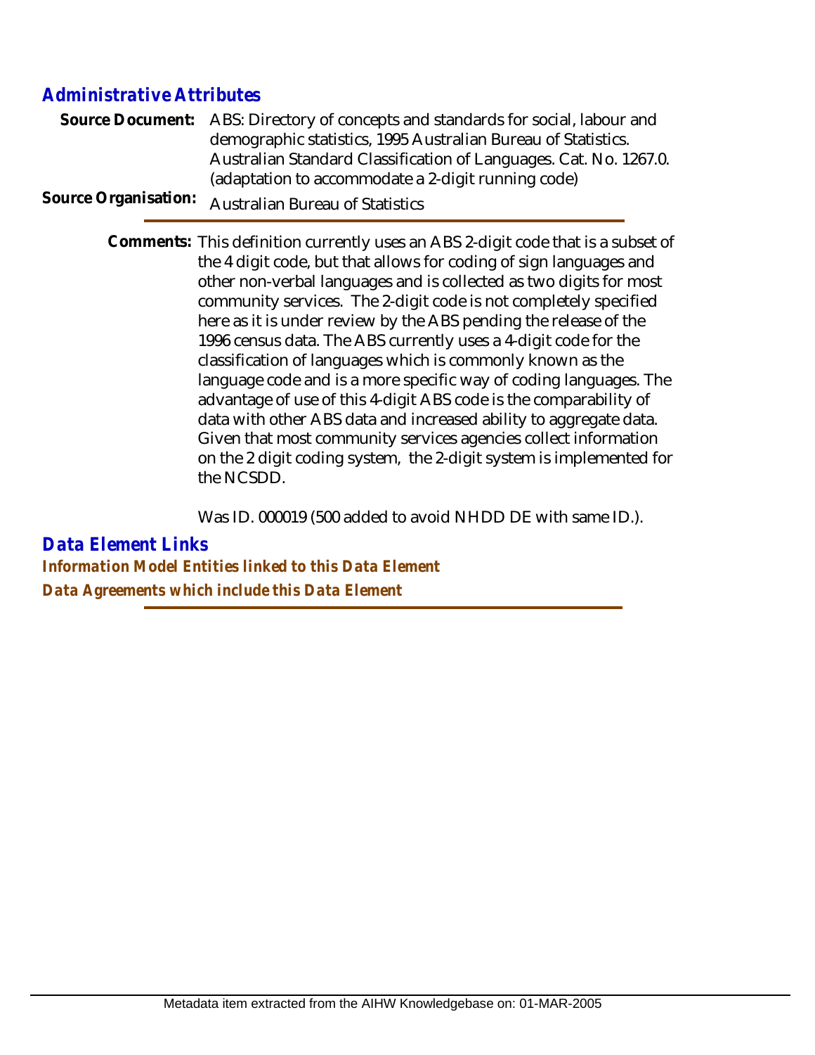## Administrative Attributes

**Source Document:** ABS: Directory of concepts and standards for social, labour and demographic statistics, 1995 Australian Bureau of Statistics. Australian Standard Classification of Languages. Cat. No. 1267.0. (adaptation to accommodate a 2-digit running code)

**Source Organisation:** Australian Bureau of Statistics

**Comments:** This definition currently uses an ABS 2-digit code that is a subset of the 4 digit code, but that allows for coding of sign languages and other non-verbal languages and is collected as two digits for most community services. The 2-digit code is not completely specified here as it is under review by the ABS pending the release of the 1996 census data. The ABS currently uses a 4-digit code for the classification of languages which is commonly known as the language code and is a more specific way of coding languages. The advantage of use of this 4-digit ABS code is the comparability of data with other ABS data and increased ability to aggregate data. Given that most community services agencies collect information on the 2 digit coding system, the 2-digit system is implemented for the NCSDD.

Was ID. 000019 (500 added to avoid NHDD DE with same ID.).

## Data Element Links

### Information Model Entities linked to this Data Element

### Data Agreements which include this Data Element

Metadata item extracted from the AIHW Knowledgebase on: 01-MAR-2005